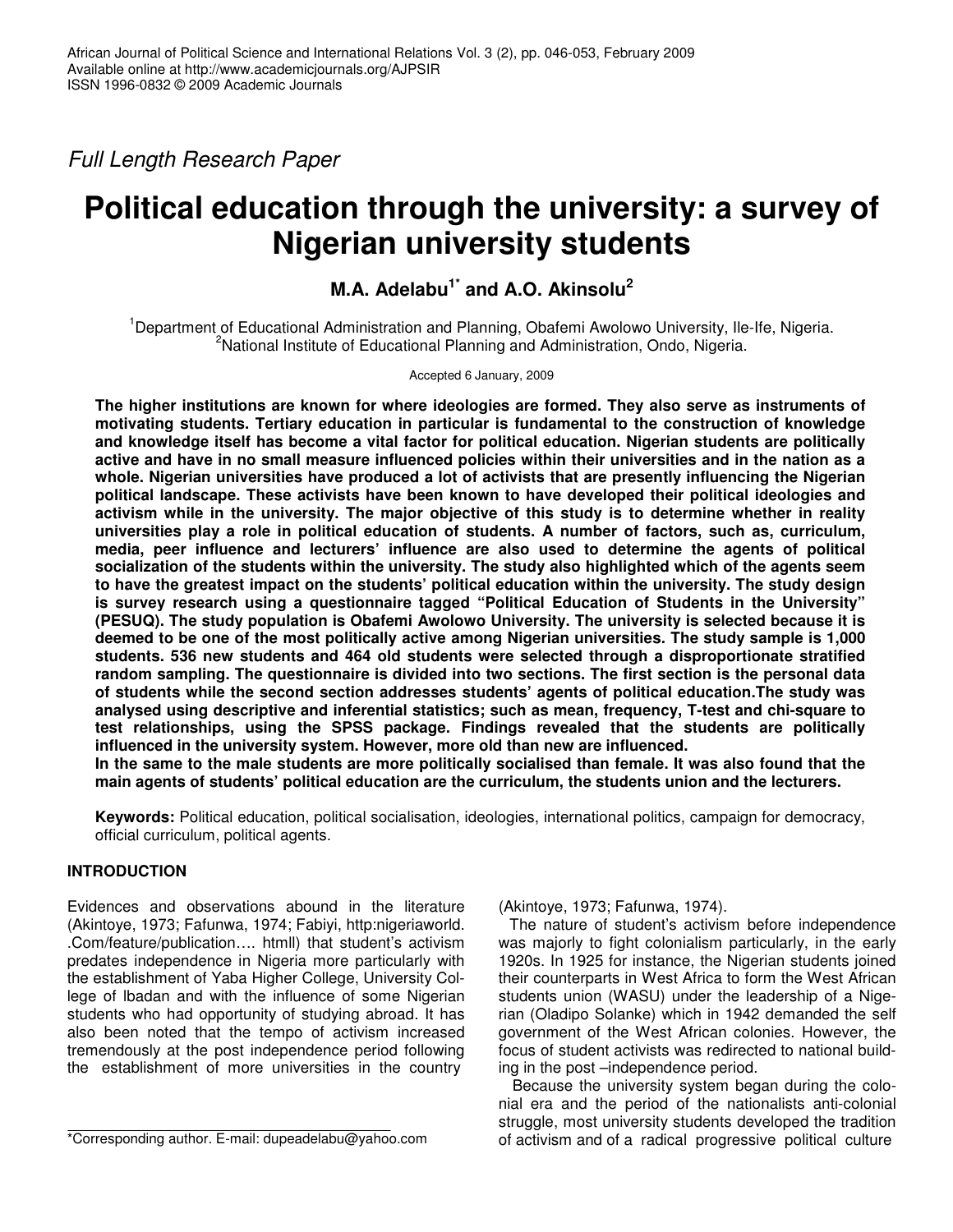*Full Length Research Paper*

# Political education through the university: a survey of Nigerian university students

**M.A. Adelabu[1*] and A.O. Akinsolu[2]**

[1]Department of Educational Administration and Planning, Obafemi Awolowo University, Ile-Ife, Nigeria.
[2]National Institute of Educational Planning and Administration, Ondo, Nigeria.

Accepted 6 January, 2009

**The higher institutions are known for where ideologies are formed. They also serve as instruments of motivating students. Tertiary education in particular is fundamental to the construction of knowledge and knowledge itself has become a vital factor for political education. Nigerian students are politically active and have in no small measure influenced policies within their universities and in the nation as a whole. Nigerian universities have produced a lot of activists that are presently influencing the Nigerian political landscape. These activists have been known to have developed their political ideologies and activism while in the university. The major objective of this study is to determine whether in reality universities play a role in political education of students. A number of factors, such as, curriculum, media, peer influence and lecturers' influence are also used to determine the agents of political socialization of the students within the university. The study also highlighted which of the agents seem to have the greatest impact on the students' political education within the university. The study design is survey research using a questionnaire tagged "Political Education of Students in the University" (PESUQ). The study population is Obafemi Awolowo University. The university is selected because it is deemed to be one of the most politically active among Nigerian universities. The study sample is 1,000 students. 536 new students and 464 old students were selected through a disproportionate stratified random sampling. The questionnaire is divided into two sections. The first section is the personal data of students while the second section addresses students' agents of political education.The study was analysed using descriptive and inferential statistics; such as mean, frequency, T-test and chi-square to test relationships, using the SPSS package. Findings revealed that the students are politically influenced in the university system. However, more old than new are influenced.**
**In the same to the male students are more politically socialised than female. It was also found that the main agents of students' political education are the curriculum, the students union and the lecturers.**

**Keywords:** Political education, political socialisation, ideologies, international politics, campaign for democracy, official curriculum, political agents.

## INTRODUCTION

Evidences and observations abound in the literature (Akintoye, 1973; Fafunwa, 1974; Fabiyi, http:nigeriaworld. .Com/feature/publication…. htmll) that student's activism predates independence in Nigeria more particularly with the establishment of Yaba Higher College, University College of Ibadan and with the influence of some Nigerian students who had opportunity of studying abroad. It has also been noted that the tempo of activism increased tremendously at the post independence period following the establishment of more universities in the country (Akintoye, 1973; Fafunwa, 1974).

The nature of student's activism before independence was majorly to fight colonialism particularly, in the early 1920s. In 1925 for instance, the Nigerian students joined their counterparts in West Africa to form the West African students union (WASU) under the leadership of a Nigerian (Oladipo Solanke) which in 1942 demanded the self government of the West African colonies. However, the focus of student activists was redirected to national building in the post –independence period.

Because the university system began during the colonial era and the period of the nationalists anti-colonial struggle, most university students developed the tradition of activism and of a radical progressive political culture

*Corresponding author. E-mail: dupeadelabu@yahoo.com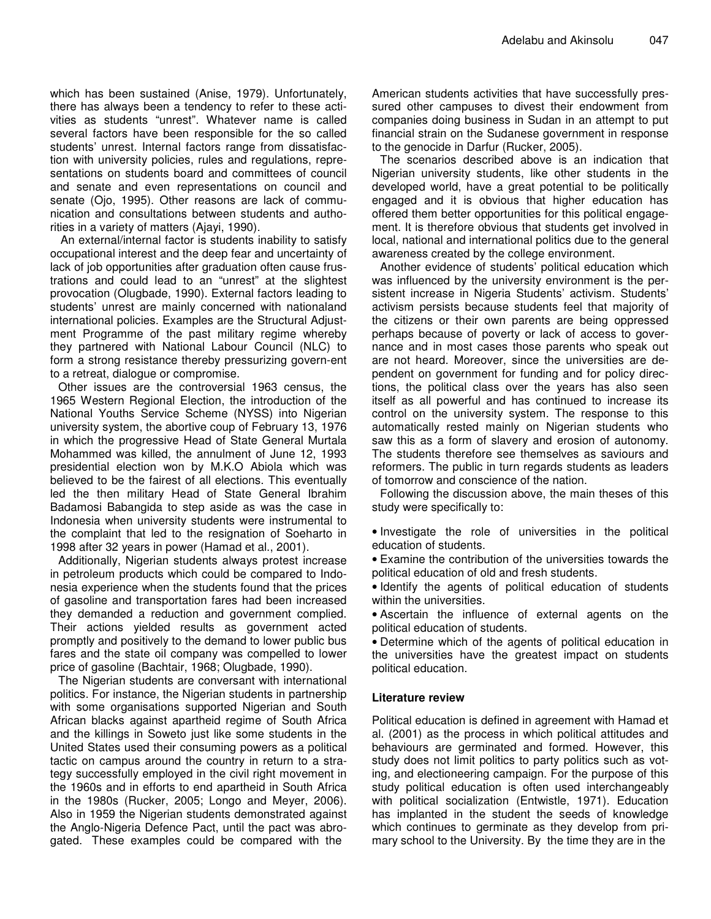which has been sustained (Anise, 1979). Unfortunately, there has always been a tendency to refer to these activities as students "unrest". Whatever name is called several factors have been responsible for the so called students' unrest. Internal factors range from dissatisfaction with university policies, rules and regulations, representations on students board and committees of council and senate and even representations on council and senate (Ojo, 1995). Other reasons are lack of communication and consultations between students and authorities in a variety of matters (Ajayi, 1990).

An external/internal factor is students inability to satisfy occupational interest and the deep fear and uncertainty of lack of job opportunities after graduation often cause frustrations and could lead to an "unrest" at the slightest provocation (Olugbade, 1990). External factors leading to students' unrest are mainly concerned with nationaland international policies. Examples are the Structural Adjustment Programme of the past military regime whereby they partnered with National Labour Council (NLC) to form a strong resistance thereby pressurizing govern-ent to a retreat, dialogue or compromise.

Other issues are the controversial 1963 census, the 1965 Western Regional Election, the introduction of the National Youths Service Scheme (NYSS) into Nigerian university system, the abortive coup of February 13, 1976 in which the progressive Head of State General Murtala Mohammed was killed, the annulment of June 12, 1993 presidential election won by M.K.O Abiola which was believed to be the fairest of all elections. This eventually led the then military Head of State General Ibrahim Badamosi Babangida to step aside as was the case in Indonesia when university students were instrumental to the complaint that led to the resignation of Soeharto in 1998 after 32 years in power (Hamad et al., 2001).

Additionally, Nigerian students always protest increase in petroleum products which could be compared to Indonesia experience when the students found that the prices of gasoline and transportation fares had been increased they demanded a reduction and government complied. Their actions yielded results as government acted promptly and positively to the demand to lower public bus fares and the state oil company was compelled to lower price of gasoline (Bachtair, 1968; Olugbade, 1990).

The Nigerian students are conversant with international politics. For instance, the Nigerian students in partnership with some organisations supported Nigerian and South African blacks against apartheid regime of South Africa and the killings in Soweto just like some students in the United States used their consuming powers as a political tactic on campus around the country in return to a strategy successfully employed in the civil right movement in the 1960s and in efforts to end apartheid in South Africa in the 1980s (Rucker, 2005; Longo and Meyer, 2006). Also in 1959 the Nigerian students demonstrated against the Anglo-Nigeria Defence Pact, until the pact was abrogated. These examples could be compared with the American students activities that have successfully pressured other campuses to divest their endowment from companies doing business in Sudan in an attempt to put financial strain on the Sudanese government in response to the genocide in Darfur (Rucker, 2005).

The scenarios described above is an indication that Nigerian university students, like other students in the developed world, have a great potential to be politically engaged and it is obvious that higher education has offered them better opportunities for this political engagement. It is therefore obvious that students get involved in local, national and international politics due to the general awareness created by the college environment.

Another evidence of students' political education which was influenced by the university environment is the persistent increase in Nigeria Students' activism. Students' activism persists because students feel that majority of the citizens or their own parents are being oppressed perhaps because of poverty or lack of access to governance and in most cases those parents who speak out are not heard. Moreover, since the universities are dependent on government for funding and for policy directions, the political class over the years has also seen itself as all powerful and has continued to increase its control on the university system. The response to this automatically rested mainly on Nigerian students who saw this as a form of slavery and erosion of autonomy. The students therefore see themselves as saviours and reformers. The public in turn regards students as leaders of tomorrow and conscience of the nation.

Following the discussion above, the main theses of this study were specifically to:

- Investigate the role of universities in the political education of students.
- Examine the contribution of the universities towards the political education of old and fresh students.
- Identify the agents of political education of students within the universities.
- Ascertain the influence of external agents on the political education of students.
- Determine which of the agents of political education in the universities have the greatest impact on students political education.

## Literature review

Political education is defined in agreement with Hamad et al. (2001) as the process in which political attitudes and behaviours are germinated and formed. However, this study does not limit politics to party politics such as voting, and electioneering campaign. For the purpose of this study political education is often used interchangeably with political socialization (Entwistle, 1971). Education has implanted in the student the seeds of knowledge which continues to germinate as they develop from primary school to the University. By the time they are in the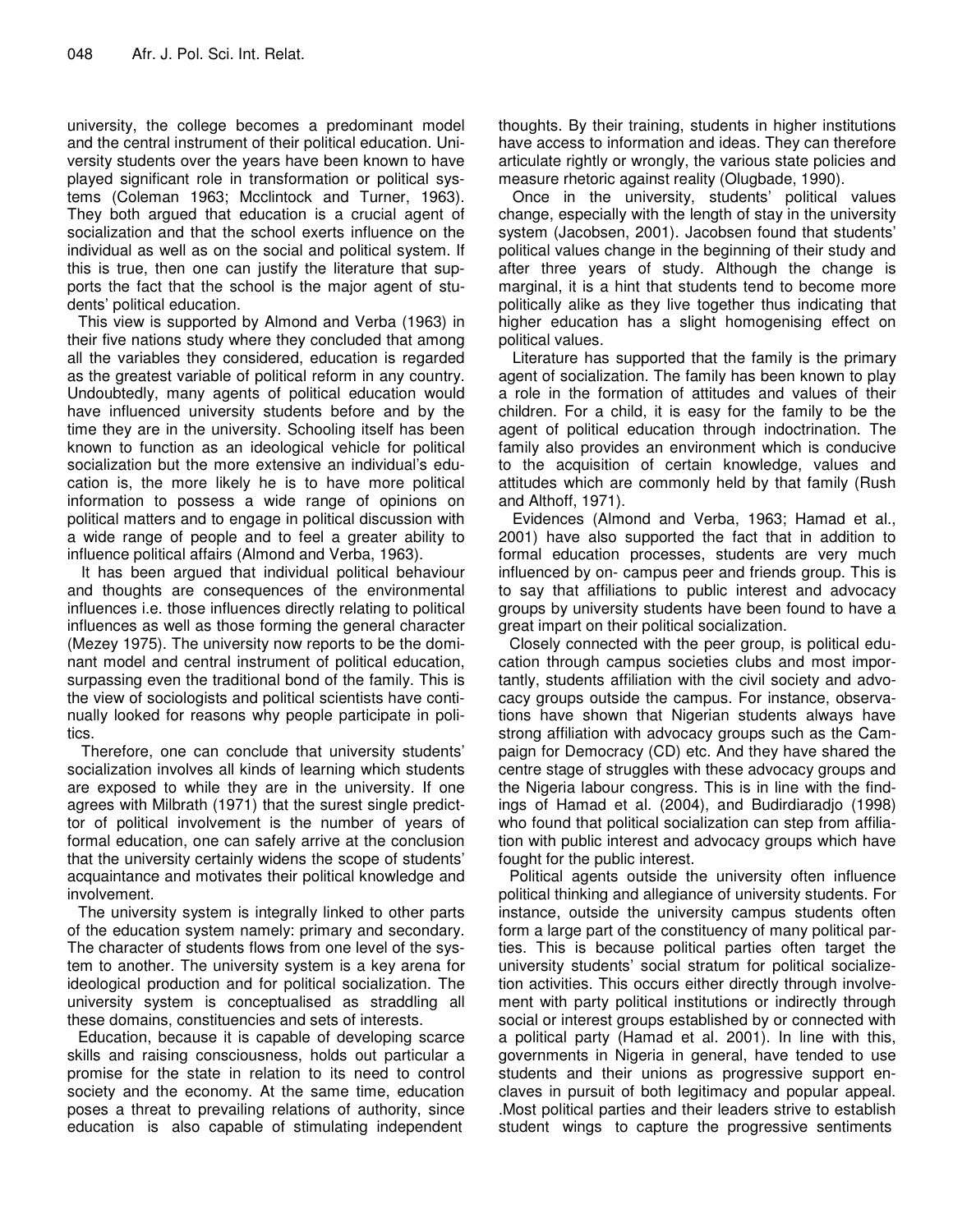university, the college becomes a predominant model and the central instrument of their political education. University students over the years have been known to have played significant role in transformation or political systems (Coleman 1963; Mcclintock and Turner, 1963). They both argued that education is a crucial agent of socialization and that the school exerts influence on the individual as well as on the social and political system. If this is true, then one can justify the literature that supports the fact that the school is the major agent of students' political education.

This view is supported by Almond and Verba (1963) in their five nations study where they concluded that among all the variables they considered, education is regarded as the greatest variable of political reform in any country. Undoubtedly, many agents of political education would have influenced university students before and by the time they are in the university. Schooling itself has been known to function as an ideological vehicle for political socialization but the more extensive an individual's education is, the more likely he is to have more political information to possess a wide range of opinions on political matters and to engage in political discussion with a wide range of people and to feel a greater ability to influence political affairs (Almond and Verba, 1963).

It has been argued that individual political behaviour and thoughts are consequences of the environmental influences i.e. those influences directly relating to political influences as well as those forming the general character (Mezey 1975). The university now reports to be the dominant model and central instrument of political education, surpassing even the traditional bond of the family. This is the view of sociologists and political scientists have continually looked for reasons why people participate in politics.

Therefore, one can conclude that university students' socialization involves all kinds of learning which students are exposed to while they are in the university. If one agrees with Milbrath (1971) that the surest single predicttor of political involvement is the number of years of formal education, one can safely arrive at the conclusion that the university certainly widens the scope of students' acquaintance and motivates their political knowledge and involvement.

The university system is integrally linked to other parts of the education system namely: primary and secondary. The character of students flows from one level of the system to another. The university system is a key arena for ideological production and for political socialization. The university system is conceptualised as straddling all these domains, constituencies and sets of interests.

Education, because it is capable of developing scarce skills and raising consciousness, holds out particular a promise for the state in relation to its need to control society and the economy. At the same time, education poses a threat to prevailing relations of authority, since education is also capable of stimulating independent thoughts. By their training, students in higher institutions have access to information and ideas. They can therefore articulate rightly or wrongly, the various state policies and measure rhetoric against reality (Olugbade, 1990).

Once in the university, students' political values change, especially with the length of stay in the university system (Jacobsen, 2001). Jacobsen found that students' political values change in the beginning of their study and after three years of study. Although the change is marginal, it is a hint that students tend to become more politically alike as they live together thus indicating that higher education has a slight homogenising effect on political values.

Literature has supported that the family is the primary agent of socialization. The family has been known to play a role in the formation of attitudes and values of their children. For a child, it is easy for the family to be the agent of political education through indoctrination. The family also provides an environment which is conducive to the acquisition of certain knowledge, values and attitudes which are commonly held by that family (Rush and Althoff, 1971).

Evidences (Almond and Verba, 1963; Hamad et al., 2001) have also supported the fact that in addition to formal education processes, students are very much influenced by on- campus peer and friends group. This is to say that affiliations to public interest and advocacy groups by university students have been found to have a great impart on their political socialization.

Closely connected with the peer group, is political education through campus societies clubs and most importantly, students affiliation with the civil society and advocacy groups outside the campus. For instance, observations have shown that Nigerian students always have strong affiliation with advocacy groups such as the Campaign for Democracy (CD) etc. And they have shared the centre stage of struggles with these advocacy groups and the Nigeria labour congress. This is in line with the findings of Hamad et al. (2004), and Budirdiaradjo (1998) who found that political socialization can step from affiliation with public interest and advocacy groups which have fought for the public interest.

Political agents outside the university often influence political thinking and allegiance of university students. For instance, outside the university campus students often form a large part of the constituency of many political parties. This is because political parties often target the university students' social stratum for political socialization activities. This occurs either directly through involvement with party political institutions or indirectly through social or interest groups established by or connected with a political party (Hamad et al. 2001). In line with this, governments in Nigeria in general, have tended to use students and their unions as progressive support enclaves in pursuit of both legitimacy and popular appeal. .Most political parties and their leaders strive to establish student wings to capture the progressive sentiments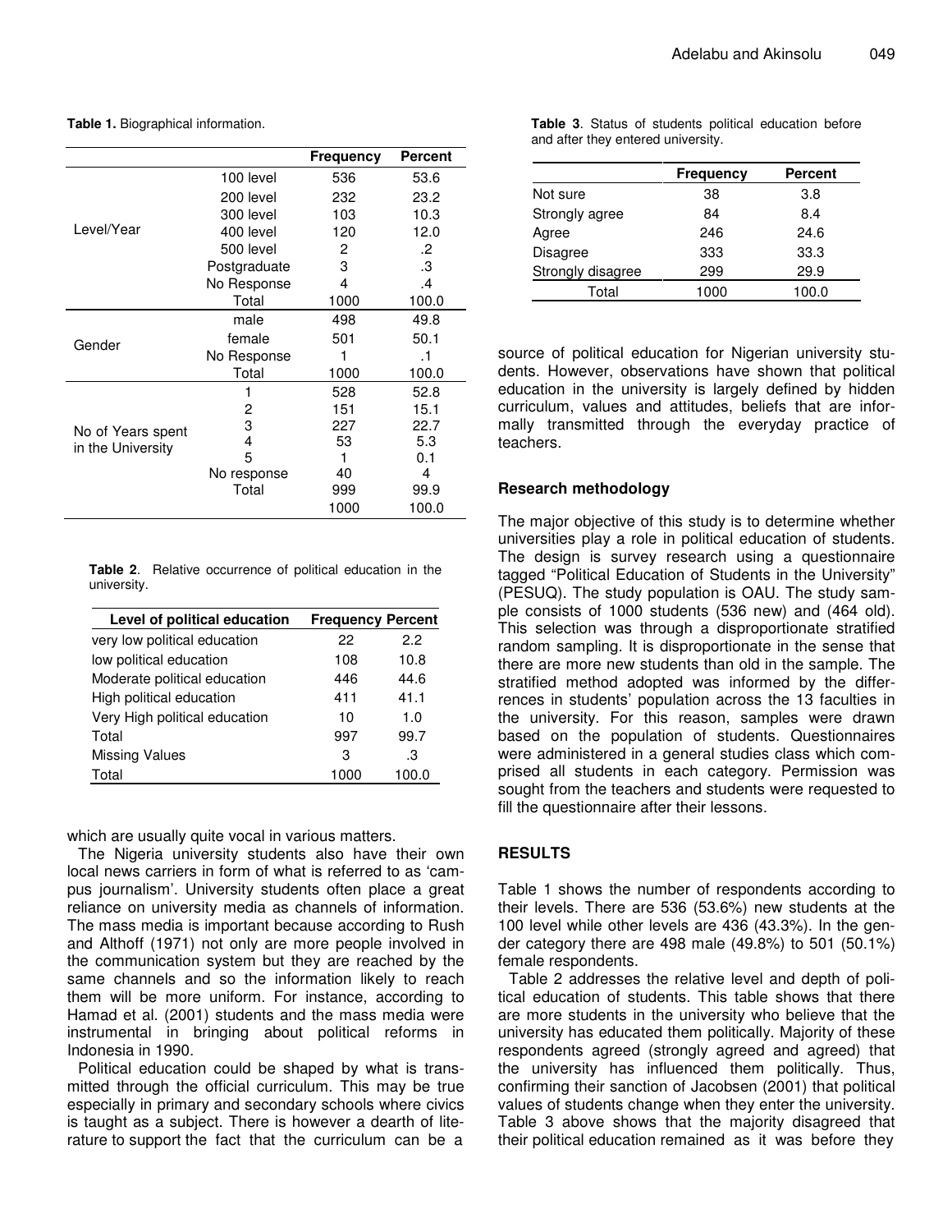**Table 1.** Biographical information.

| | | Frequency | Percent |
|---|---|---|---|
| Level/Year | 100 level | 536 | 53.6 |
| | 200 level | 232 | 23.2 |
| | 300 level | 103 | 10.3 |
| | 400 level | 120 | 12.0 |
| | 500 level | 2 | .2 |
| | Postgraduate | 3 | .3 |
| | No Response | 4 | .4 |
| | Total | 1000 | 100.0 |
| Gender | male | 498 | 49.8 |
| | female | 501 | 50.1 |
| | No Response | 1 | .1 |
| | Total | 1000 | 100.0 |
| No of Years spent in the University | 1 | 528 | 52.8 |
| | 2 | 151 | 15.1 |
| | 3 | 227 | 22.7 |
| | 4 | 53 | 5.3 |
| | 5 | 1 | 0.1 |
| | No response | 40 | 4 |
| | Total | 999 | 99.9 |
| | | 1000 | 100.0 |

**Table 2**. Relative occurrence of political education in the university.

| Level of political education | Frequency | Percent |
|---|---|---|
| very low political education | 22 | 2.2 |
| low political education | 108 | 10.8 |
| Moderate political education | 446 | 44.6 |
| High political education | 411 | 41.1 |
| Very High political education | 10 | 1.0 |
| Total | 997 | 99.7 |
| Missing Values | 3 | .3 |
| Total | 1000 | 100.0 |

which are usually quite vocal in various matters.

The Nigeria university students also have their own local news carriers in form of what is referred to as 'campus journalism'. University students often place a great reliance on university media as channels of information. The mass media is important because according to Rush and Althoff (1971) not only are more people involved in the communication system but they are reached by the same channels and so the information likely to reach them will be more uniform. For instance, according to Hamad et al. (2001) students and the mass media were instrumental in bringing about political reforms in Indonesia in 1990.

Political education could be shaped by what is transmitted through the official curriculum. This may be true especially in primary and secondary schools where civics is taught as a subject. There is however a dearth of literature to support the fact that the curriculum can be a source of political education for Nigerian university students. However, observations have shown that political education in the university is largely defined by hidden curriculum, values and attitudes, beliefs that are informally transmitted through the everyday practice of teachers.

**Table 3**. Status of students political education before and after they entered university.

| | Frequency | Percent |
|---|---|---|
| Not sure | 38 | 3.8 |
| Strongly agree | 84 | 8.4 |
| Agree | 246 | 24.6 |
| Disagree | 333 | 33.3 |
| Strongly disagree | 299 | 29.9 |
| Total | 1000 | 100.0 |

## Research methodology

The major objective of this study is to determine whether universities play a role in political education of students. The design is survey research using a questionnaire tagged "Political Education of Students in the University" (PESUQ). The study population is OAU. The study sample consists of 1000 students (536 new) and (464 old). This selection was through a disproportionate stratified random sampling. It is disproportionate in the sense that there are more new students than old in the sample. The stratified method adopted was informed by the differences in students' population across the 13 faculties in the university. For this reason, samples were drawn based on the population of students. Questionnaires were administered in a general studies class which comprised all students in each category. Permission was sought from the teachers and students were requested to fill the questionnaire after their lessons.

## RESULTS

Table 1 shows the number of respondents according to their levels. There are 536 (53.6%) new students at the 100 level while other levels are 436 (43.3%). In the gender category there are 498 male (49.8%) to 501 (50.1%) female respondents.

Table 2 addresses the relative level and depth of political education of students. This table shows that there are more students in the university who believe that the university has educated them politically. Majority of these respondents agreed (strongly agreed and agreed) that the university has influenced them politically. Thus, confirming their sanction of Jacobsen (2001) that political values of students change when they enter the university. Table 3 above shows that the majority disagreed that their political education remained as it was before they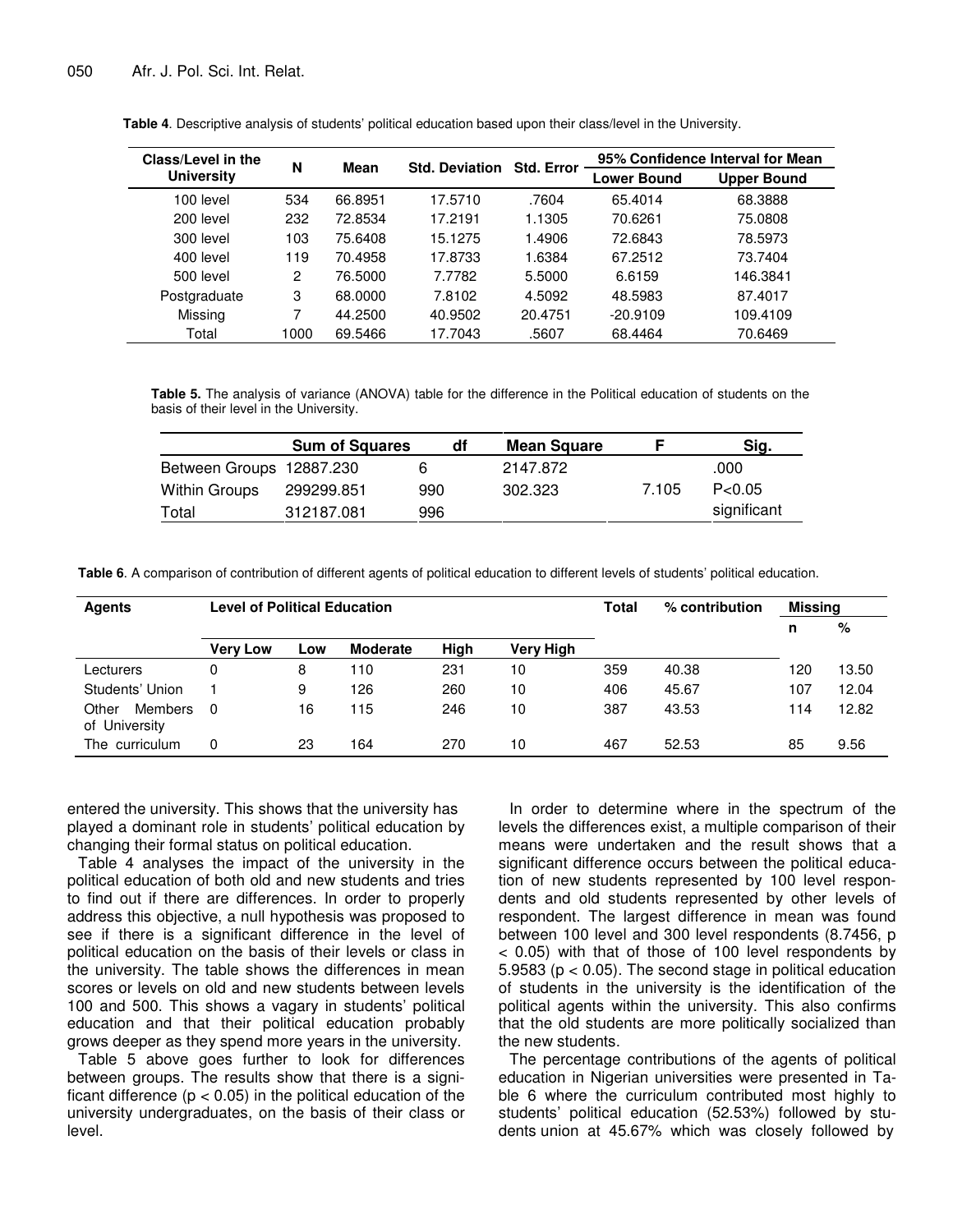**Table 4**. Descriptive analysis of students' political education based upon their class/level in the University.

| Class/Level in the University | N | Mean | Std. Deviation | Std. Error | 95% Confidence Interval for Mean | |
|---|---|---|---|---|---|---|
| | | | | | Lower Bound | Upper Bound |
| 100 level | 534 | 66.8951 | 17.5710 | .7604 | 65.4014 | 68.3888 |
| 200 level | 232 | 72.8534 | 17.2191 | 1.1305 | 70.6261 | 75.0808 |
| 300 level | 103 | 75.6408 | 15.1275 | 1.4906 | 72.6843 | 78.5973 |
| 400 level | 119 | 70.4958 | 17.8733 | 1.6384 | 67.2512 | 73.7404 |
| 500 level | 2 | 76.5000 | 7.7782 | 5.5000 | 6.6159 | 146.3841 |
| Postgraduate | 3 | 68.0000 | 7.8102 | 4.5092 | 48.5983 | 87.4017 |
| Missing | 7 | 44.2500 | 40.9502 | 20.4751 | -20.9109 | 109.4109 |
| Total | 1000 | 69.5466 | 17.7043 | .5607 | 68.4464 | 70.6469 |

**Table 5.** The analysis of variance (ANOVA) table for the difference in the Political education of students on the basis of their level in the University.

| | Sum of Squares | df | Mean Square | F | Sig. |
|---|---|---|---|---|---|
| Between Groups | 12887.230 | 6 | 2147.872 | | .000 |
| Within Groups | 299299.851 | 990 | 302.323 | 7.105 | P<0.05 |
| Total | 312187.081 | 996 | | | significant |

**Table 6**. A comparison of contribution of different agents of political education to different levels of students' political education.

| Agents | Level of Political Education | | | | | Total | % contribution | Missing | |
|---|---|---|---|---|---|---|---|---|---|
| | | | | | | | | n | % |
| | Very Low | Low | Moderate | High | Very High | | | | |
| Lecturers | 0 | 8 | 110 | 231 | 10 | 359 | 40.38 | 120 | 13.50 |
| Students' Union | 1 | 9 | 126 | 260 | 10 | 406 | 45.67 | 107 | 12.04 |
| Other Members of University | 0 | 16 | 115 | 246 | 10 | 387 | 43.53 | 114 | 12.82 |
| The curriculum | 0 | 23 | 164 | 270 | 10 | 467 | 52.53 | 85 | 9.56 |

entered the university. This shows that the university has played a dominant role in students' political education by changing their formal status on political education.

Table 4 analyses the impact of the university in the political education of both old and new students and tries to find out if there are differences. In order to properly address this objective, a null hypothesis was proposed to see if there is a significant difference in the level of political education on the basis of their levels or class in the university. The table shows the differences in mean scores or levels on old and new students between levels 100 and 500. This shows a vagary in students' political education and that their political education probably grows deeper as they spend more years in the university.

Table 5 above goes further to look for differences between groups. The results show that there is a significant difference ($p < 0.05$) in the political education of the university undergraduates, on the basis of their class or level.

In order to determine where in the spectrum of the levels the differences exist, a multiple comparison of their means were undertaken and the result shows that a significant difference occurs between the political education of new students represented by 100 level respondents and old students represented by other levels of respondent. The largest difference in mean was found between 100 level and 300 level respondents (8.7456, $p < 0.05$) with that of those of 100 level respondents by 5.9583 ($p < 0.05$). The second stage in political education of students in the university is the identification of the political agents within the university. This also confirms that the old students are more politically socialized than the new students.

The percentage contributions of the agents of political education in Nigerian universities were presented in Table 6 where the curriculum contributed most highly to students' political education (52.53%) followed by students union at 45.67% which was closely followed by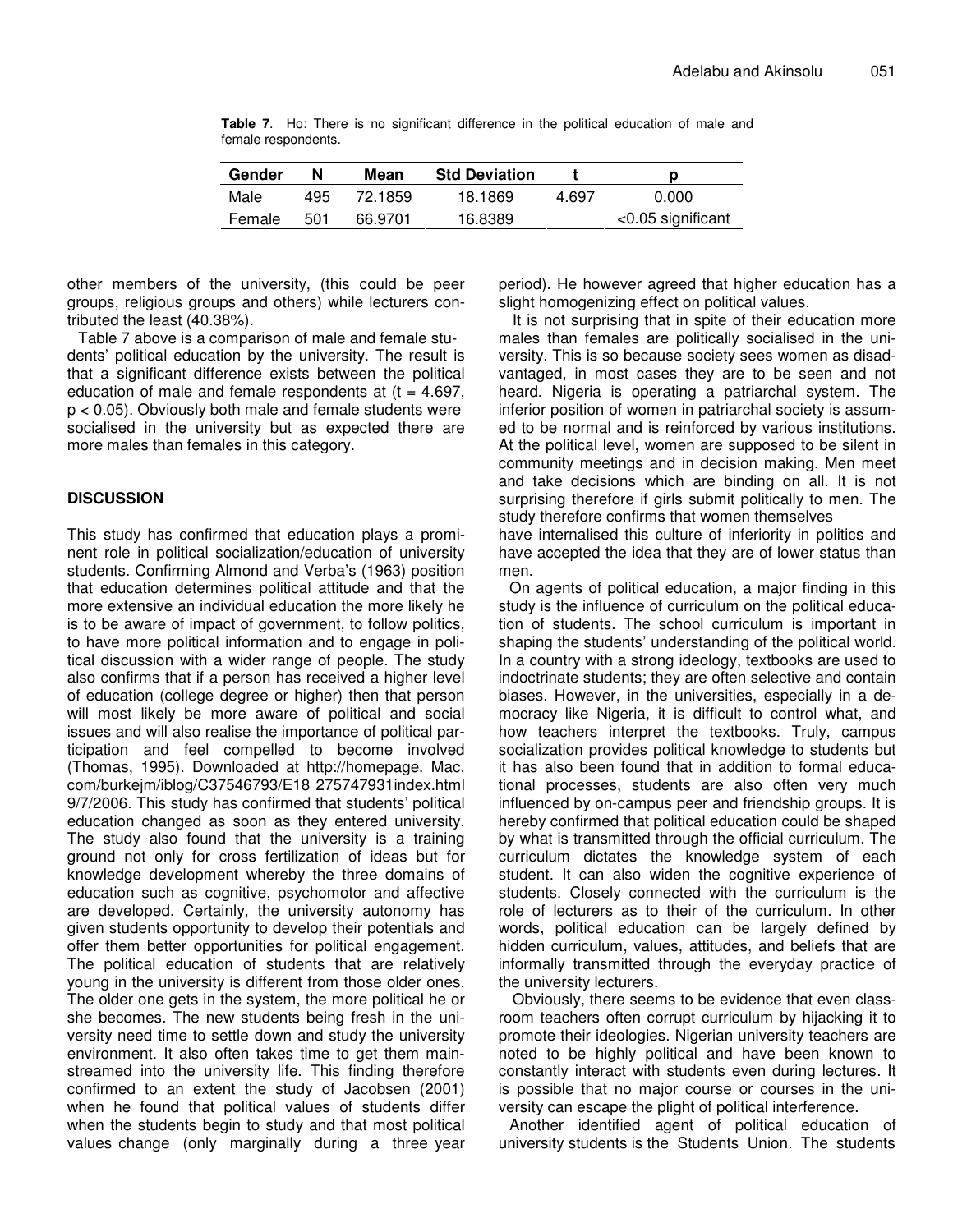**Table 7**. Ho: There is no significant difference in the political education of male and female respondents.

| Gender | N | Mean | Std Deviation | t | p |
|---|---|---|---|---|---|
| Male | 495 | 72.1859 | 18.1869 | 4.697 | 0.000 |
| Female | 501 | 66.9701 | 16.8389 | | <0.05 significant |

other members of the university, (this could be peer groups, religious groups and others) while lecturers contributed the least (40.38%).

Table 7 above is a comparison of male and female students' political education by the university. The result is that a significant difference exists between the political education of male and female respondents at ($t = 4.697$, $p < 0.05$). Obviously both male and female students were socialised in the university but as expected there are more males than females in this category.

## DISCUSSION

This study has confirmed that education plays a prominent role in political socialization/education of university students. Confirming Almond and Verba's (1963) position that education determines political attitude and that the more extensive an individual education the more likely he is to be aware of impact of government, to follow politics, to have more political information and to engage in political discussion with a wider range of people. The study also confirms that if a person has received a higher level of education (college degree or higher) then that person will most likely be more aware of political and social issues and will also realise the importance of political participation and feel compelled to become involved (Thomas, 1995). Downloaded at http://homepage. Mac. com/burkejm/iblog/C37546793/E18 275747931index.html 9/7/2006. This study has confirmed that students' political education changed as soon as they entered university. The study also found that the university is a training ground not only for cross fertilization of ideas but for knowledge development whereby the three domains of education such as cognitive, psychomotor and affective are developed. Certainly, the university autonomy has given students opportunity to develop their potentials and offer them better opportunities for political engagement. The political education of students that are relatively young in the university is different from those older ones. The older one gets in the system, the more political he or she becomes. The new students being fresh in the university need time to settle down and study the university environment. It also often takes time to get them mainstreamed into the university life. This finding therefore confirmed to an extent the study of Jacobsen (2001) when he found that political values of students differ when the students begin to study and that most political values change (only marginally during a three year period). He however agreed that higher education has a slight homogenizing effect on political values.

It is not surprising that in spite of their education more males than females are politically socialised in the university. This is so because society sees women as disadvantaged, in most cases they are to be seen and not heard. Nigeria is operating a patriarchal system. The inferior position of women in patriarchal society is assumed to be normal and is reinforced by various institutions. At the political level, women are supposed to be silent in community meetings and in decision making. Men meet and take decisions which are binding on all. It is not surprising therefore if girls submit politically to men. The study therefore confirms that women themselves have internalised this culture of inferiority in politics and have accepted the idea that they are of lower status than men.

On agents of political education, a major finding in this study is the influence of curriculum on the political education of students. The school curriculum is important in shaping the students' understanding of the political world. In a country with a strong ideology, textbooks are used to indoctrinate students; they are often selective and contain biases. However, in the universities, especially in a democracy like Nigeria, it is difficult to control what, and how teachers interpret the textbooks. Truly, campus socialization provides political knowledge to students but it has also been found that in addition to formal educational processes, students are also often very much influenced by on-campus peer and friendship groups. It is hereby confirmed that political education could be shaped by what is transmitted through the official curriculum. The curriculum dictates the knowledge system of each student. It can also widen the cognitive experience of students. Closely connected with the curriculum is the role of lecturers as to their of the curriculum. In other words, political education can be largely defined by hidden curriculum, values, attitudes, and beliefs that are informally transmitted through the everyday practice of the university lecturers.

Obviously, there seems to be evidence that even classroom teachers often corrupt curriculum by hijacking it to promote their ideologies. Nigerian university teachers are noted to be highly political and have been known to constantly interact with students even during lectures. It is possible that no major course or courses in the university can escape the plight of political interference.

Another identified agent of political education of university students is the Students Union. The students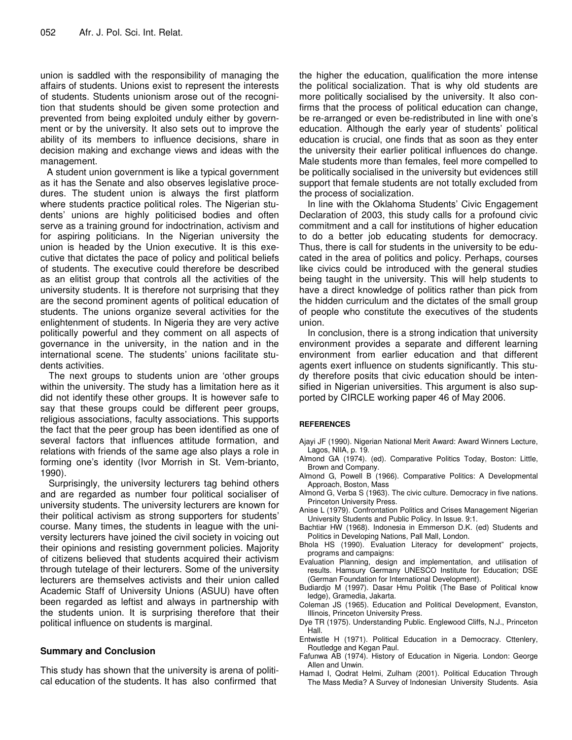union is saddled with the responsibility of managing the affairs of students. Unions exist to represent the interests of students. Students unionism arose out of the recognition that students should be given some protection and prevented from being exploited unduly either by government or by the university. It also sets out to improve the ability of its members to influence decisions, share in decision making and exchange views and ideas with the management.

A student union government is like a typical government as it has the Senate and also observes legislative procedures. The student union is always the first platform where students practice political roles. The Nigerian students' unions are highly politicised bodies and often serve as a training ground for indoctrination, activism and for aspiring politicians. In the Nigerian university the union is headed by the Union executive. It is this executive that dictates the pace of policy and political beliefs of students. The executive could therefore be described as an elitist group that controls all the activities of the university students. It is therefore not surprising that they are the second prominent agents of political education of students. The unions organize several activities for the enlightenment of students. In Nigeria they are very active politically powerful and they comment on all aspects of governance in the university, in the nation and in the international scene. The students' unions facilitate students activities.

The next groups to students union are 'other groups within the university. The study has a limitation here as it did not identify these other groups. It is however safe to say that these groups could be different peer groups, religious associations, faculty associations. This supports the fact that the peer group has been identified as one of several factors that influences attitude formation, and relations with friends of the same age also plays a role in forming one's identity (Ivor Morrish in St. Vem-brianto, 1990).

Surprisingly, the university lecturers tag behind others and are regarded as number four political socialiser of university students. The university lecturers are known for their political activism as strong supporters for students' course. Many times, the students in league with the university lecturers have joined the civil society in voicing out their opinions and resisting government policies. Majority of citizens believed that students acquired their activism through tutelage of their lecturers. Some of the university lecturers are themselves activists and their union called Academic Staff of University Unions (ASUU) have often been regarded as leftist and always in partnership with the students union. It is surprising therefore that their political influence on students is marginal.

## Summary and Conclusion

This study has shown that the university is arena of political education of the students. It has also confirmed that the higher the education, qualification the more intense the political socialization. That is why old students are more politically socialised by the university. It also confirms that the process of political education can change, be re-arranged or even be-redistributed in line with one's education. Although the early year of students' political education is crucial, one finds that as soon as they enter the university their earlier political influences do change. Male students more than females, feel more compelled to be politically socialised in the university but evidences still support that female students are not totally excluded from the process of socialization.

In line with the Oklahoma Students' Civic Engagement Declaration of 2003, this study calls for a profound civic commitment and a call for institutions of higher education to do a better job educating students for democracy. Thus, there is call for students in the university to be educated in the area of politics and policy. Perhaps, courses like civics could be introduced with the general studies being taught in the university. This will help students to have a direct knowledge of politics rather than pick from the hidden curriculum and the dictates of the small group of people who constitute the executives of the students union.

In conclusion, there is a strong indication that university environment provides a separate and different learning environment from earlier education and that different agents exert influence on students significantly. This study therefore posits that civic education should be intensified in Nigerian universities. This argument is also supported by CIRCLE working paper 46 of May 2006.

### REFERENCES

Ajayi JF (1990). Nigerian National Merit Award: Award Winners Lecture, Lagos, NIIA, p. 19.

Almond GA (1974). (ed). Comparative Politics Today, Boston: Little, Brown and Company.

Almond G, Powell B (1966). Comparative Politics: A Developmental Approach, Boston, Mass

Almond G, Verba S (1963). The civic culture. Democracy in five nations. Princeton University Press.

Anise L (1979). Confrontation Politics and Crises Management Nigerian University Students and Public Policy. In Issue. 9:1.

Bachtiar HW (1968). Indonesia in Emmerson D.K. (ed) Students and Politics in Developing Nations, Pall Mall, London.

Bhola HS (1990). Evaluation Literacy for development" projects, programs and campaigns:

Evaluation Planning, design and implementation, and utilisation of results. Hamsury Germany UNESCO Institute for Education; DSE (German Foundation for International Development).

Budiardjo M (1997). Dasar Hmu Politik (The Base of Political know ledge), Gramedia, Jakarta.

Coleman JS (1965). Education and Political Development, Evanston, Illinois, Princeton University Press.

Dye TR (1975). Understanding Public. Englewood Cliffs, N.J., Princeton Hall.

Entwistle H (1971). Political Education in a Democracy. Cttenlery, Routledge and Kegan Paul.

Fafunwa AB (1974). History of Education in Nigeria. London: George Allen and Unwin.

Hamad I, Qodrat Helmi, Zulham (2001). Political Education Through The Mass Media? A Survey of Indonesian University Students. Asia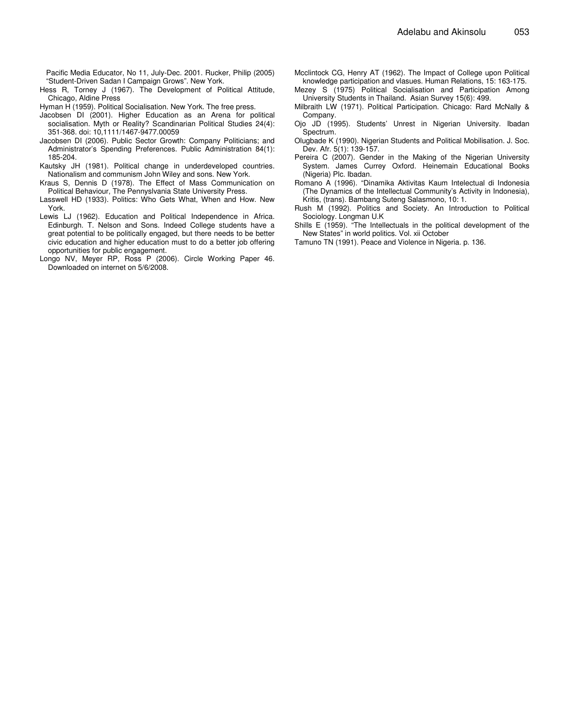Pacific Media Educator, No 11, July-Dec. 2001. Rucker, Philip (2005) "Student-Driven Sadan I Campaign Grows". New York.

Hess R, Torney J (1967). The Development of Political Attitude, Chicago, Aldine Press

Hyman H (1959). Political Socialisation. New York. The free press.

Jacobsen DI (2001). Higher Education as an Arena for political socialisation. Myth or Reality? Scandinarian Political Studies 24(4): 351-368. doi: 10,1111/1467-9477.00059

Jacobsen DI (2006). Public Sector Growth: Company Politicians; and Administrator's Spending Preferences. Public Administration 84(1): 185-204.

Kautsky JH (1981). Political change in underdeveloped countries. Nationalism and communism John Wiley and sons. New York.

Kraus S, Dennis D (1978). The Effect of Mass Communication on Political Behaviour, The Pennyslvania State University Press.

Lasswell HD (1933). Politics: Who Gets What, When and How. New York.

Lewis LJ (1962). Education and Political Independence in Africa. Edinburgh. T. Nelson and Sons. Indeed College students have a great potential to be politically engaged, but there needs to be better civic education and higher education must to do a better job offering opportunities for public engagement.

Longo NV, Meyer RP, Ross P (2006). Circle Working Paper 46. Downloaded on internet on 5/6/2008.

Mcclintock CG, Henry AT (1962). The Impact of College upon Political knowledge participation and vlasues. Human Relations, 15: 163-175.

Mezey S (1975) Political Socialisation and Participation Among University Students in Thailand. Asian Survey 15(6): 499.

Milbraith LW (1971). Political Participation. Chicago: Rard McNally & Company.

Ojo JD (1995). Students' Unrest in Nigerian University. Ibadan Spectrum.

Olugbade K (1990). Nigerian Students and Political Mobilisation. J. Soc. Dev. Afr. 5(1): 139-157.

Pereira C (2007). Gender in the Making of the Nigerian University System. James Currey Oxford. Heinemain Educational Books (Nigeria) Plc. Ibadan.

Romano A (1996). "Dinamika Aktivitas Kaum Intelectual di Indonesia (The Dynamics of the Intellectual Community's Activity in Indonesia), Kritis, (trans). Bambang Suteng Salasmono, 10: 1.

Rush M (1992). Politics and Society. An Introduction to Political Sociology. Longman U.K

Shills E (1959). "The Intellectuals in the political development of the New States" in world politics. Vol. xii October

Tamuno TN (1991). Peace and Violence in Nigeria. p. 136.